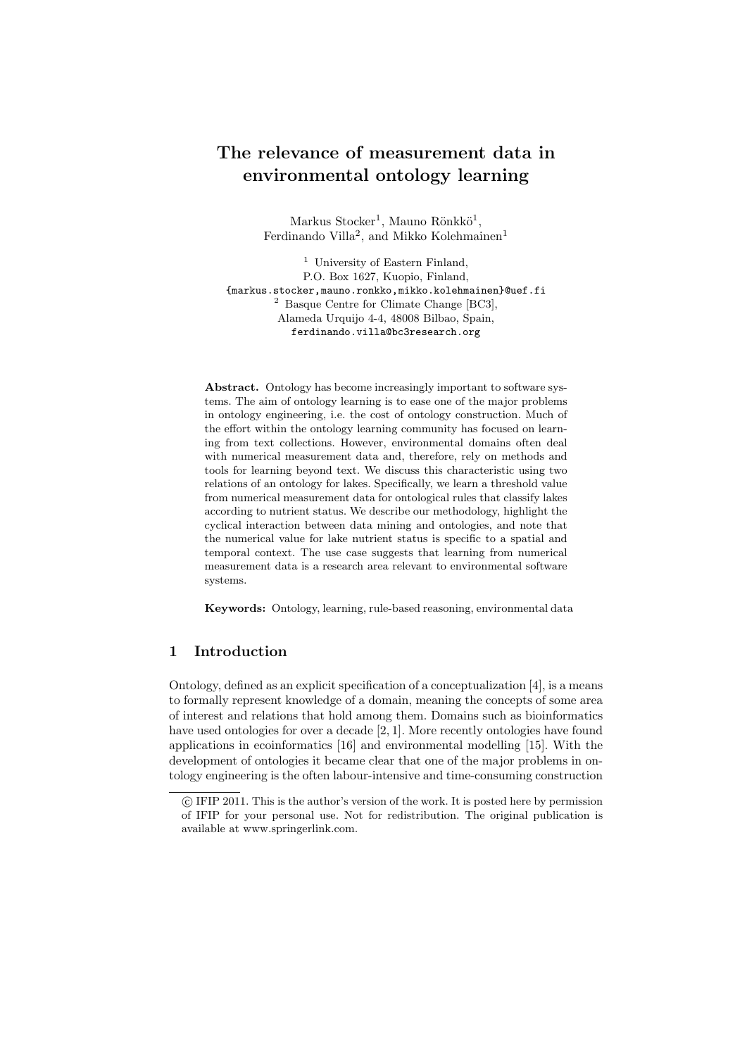# The relevance of measurement data in environmental ontology learning

Markus Stocker[1], Mauno Rönkkö[1], Ferdinando Villa[2], and Mikko Kolehmainen[1]

[1] University of Eastern Finland, P.O. Box 1627, Kuopio, Finland, {markus.stocker,mauno.ronkko,mikko.kolehmainen}@uef.fi

[2] Basque Centre for Climate Change [BC3], Alameda Urquijo 4-4, 48008 Bilbao, Spain, ferdinando.villa@bc3research.org

**Abstract.** Ontology has become increasingly important to software systems. The aim of ontology learning is to ease one of the major problems in ontology engineering, i.e. the cost of ontology construction. Much of the effort within the ontology learning community has focused on learning from text collections. However, environmental domains often deal with numerical measurement data and, therefore, rely on methods and tools for learning beyond text. We discuss this characteristic using two relations of an ontology for lakes. Specifically, we learn a threshold value from numerical measurement data for ontological rules that classify lakes according to nutrient status. We describe our methodology, highlight the cyclical interaction between data mining and ontologies, and note that the numerical value for lake nutrient status is specific to a spatial and temporal context. The use case suggests that learning from numerical measurement data is a research area relevant to environmental software systems.

**Keywords:** Ontology, learning, rule-based reasoning, environmental data

## 1 Introduction

Ontology, defined as an explicit specification of a conceptualization [4], is a means to formally represent knowledge of a domain, meaning the concepts of some area of interest and relations that hold among them. Domains such as bioinformatics have used ontologies for over a decade [2, 1]. More recently ontologies have found applications in ecoinformatics [16] and environmental modelling [15]. With the development of ontologies it became clear that one of the major problems in ontology engineering is the often labour-intensive and time-consuming construction

© IFIP 2011. This is the author's version of the work. It is posted here by permission of IFIP for your personal use. Not for redistribution. The original publication is available at www.springerlink.com.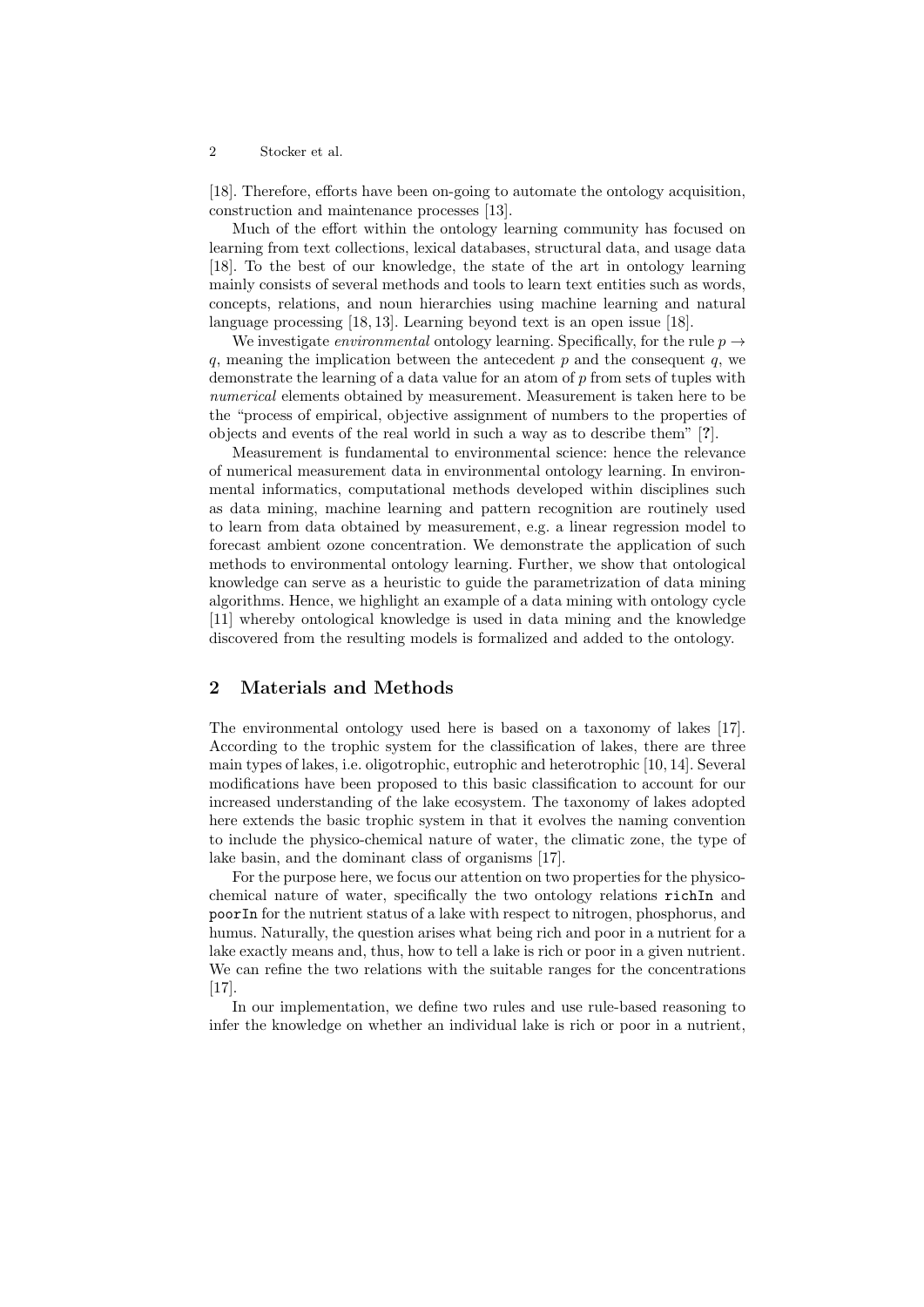[18]. Therefore, efforts have been on-going to automate the ontology acquisition, construction and maintenance processes [13].

Much of the effort within the ontology learning community has focused on learning from text collections, lexical databases, structural data, and usage data [18]. To the best of our knowledge, the state of the art in ontology learning mainly consists of several methods and tools to learn text entities such as words, concepts, relations, and noun hierarchies using machine learning and natural language processing [18, 13]. Learning beyond text is an open issue [18].

We investigate *environmental* ontology learning. Specifically, for the rule $p \rightarrow q$, meaning the implication between the antecedent $p$ and the consequent $q$, we demonstrate the learning of a data value for an atom of $p$ from sets of tuples with *numerical* elements obtained by measurement. Measurement is taken here to be the "process of empirical, objective assignment of numbers to the properties of objects and events of the real world in such a way as to describe them" [**?**].

Measurement is fundamental to environmental science: hence the relevance of numerical measurement data in environmental ontology learning. In environmental informatics, computational methods developed within disciplines such as data mining, machine learning and pattern recognition are routinely used to learn from data obtained by measurement, e.g. a linear regression model to forecast ambient ozone concentration. We demonstrate the application of such methods to environmental ontology learning. Further, we show that ontological knowledge can serve as a heuristic to guide the parametrization of data mining algorithms. Hence, we highlight an example of a data mining with ontology cycle [11] whereby ontological knowledge is used in data mining and the knowledge discovered from the resulting models is formalized and added to the ontology.

## 2 Materials and Methods

The environmental ontology used here is based on a taxonomy of lakes [17]. According to the trophic system for the classification of lakes, there are three main types of lakes, i.e. oligotrophic, eutrophic and heterotrophic [10, 14]. Several modifications have been proposed to this basic classification to account for our increased understanding of the lake ecosystem. The taxonomy of lakes adopted here extends the basic trophic system in that it evolves the naming convention to include the physico-chemical nature of water, the climatic zone, the type of lake basin, and the dominant class of organisms [17].

For the purpose here, we focus our attention on two properties for the physico-chemical nature of water, specifically the two ontology relations `richIn` and `poorIn` for the nutrient status of a lake with respect to nitrogen, phosphorus, and humus. Naturally, the question arises what being rich and poor in a nutrient for a lake exactly means and, thus, how to tell a lake is rich or poor in a given nutrient. We can refine the two relations with the suitable ranges for the concentrations [17].

In our implementation, we define two rules and use rule-based reasoning to infer the knowledge on whether an individual lake is rich or poor in a nutrient,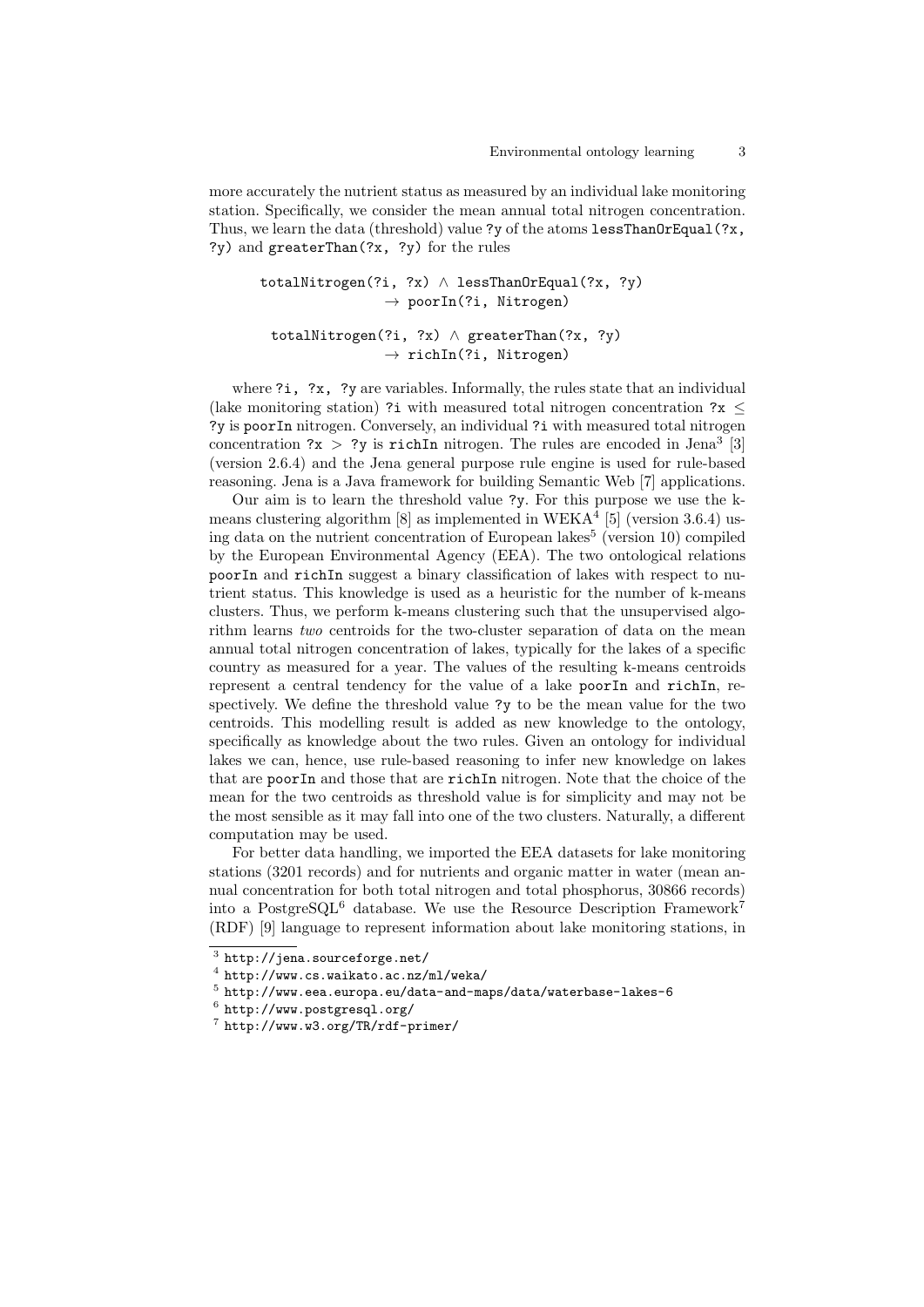more accurately the nutrient status as measured by an individual lake monitoring station. Specifically, we consider the mean annual total nitrogen concentration. Thus, we learn the data (threshold) value `?y` of the atoms `lessThanOrEqual(?x, ?y)` and `greaterThan(?x, ?y)` for the rules

```
totalNitrogen(?i, ?x) ∧ lessThanOrEqual(?x, ?y)
                → poorIn(?i, Nitrogen)

 totalNitrogen(?i, ?x) ∧ greaterThan(?x, ?y)
                → richIn(?i, Nitrogen)
```

where `?i, ?x, ?y` are variables. Informally, the rules state that an individual (lake monitoring station) `?i` with measured total nitrogen concentration `?x` $\leq$ `?y` is `poorIn` nitrogen. Conversely, an individual `?i` with measured total nitrogen concentration `?x` $>$ `?y` is `richIn` nitrogen. The rules are encoded in Jena[3] [3] (version 2.6.4) and the Jena general purpose rule engine is used for rule-based reasoning. Jena is a Java framework for building Semantic Web [7] applications.

Our aim is to learn the threshold value `?y`. For this purpose we use the k-means clustering algorithm [8] as implemented in WEKA[4] [5] (version 3.6.4) using data on the nutrient concentration of European lakes[5] (version 10) compiled by the European Environmental Agency (EEA). The two ontological relations `poorIn` and `richIn` suggest a binary classification of lakes with respect to nutrient status. This knowledge is used as a heuristic for the number of k-means clusters. Thus, we perform k-means clustering such that the unsupervised algorithm learns *two* centroids for the two-cluster separation of data on the mean annual total nitrogen concentration of lakes, typically for the lakes of a specific country as measured for a year. The values of the resulting k-means centroids represent a central tendency for the value of a lake `poorIn` and `richIn`, respectively. We define the threshold value `?y` to be the mean value for the two centroids. This modelling result is added as new knowledge to the ontology, specifically as knowledge about the two rules. Given an ontology for individual lakes we can, hence, use rule-based reasoning to infer new knowledge on lakes that are `poorIn` and those that are `richIn` nitrogen. Note that the choice of the mean for the two centroids as threshold value is for simplicity and may not be the most sensible as it may fall into one of the two clusters. Naturally, a different computation may be used.

For better data handling, we imported the EEA datasets for lake monitoring stations (3201 records) and for nutrients and organic matter in water (mean annual concentration for both total nitrogen and total phosphorus, 30866 records) into a PostgreSQL[6] database. We use the Resource Description Framework[7] (RDF) [9] language to represent information about lake monitoring stations, in

---

[3] http://jena.sourceforge.net/

[4] http://www.cs.waikato.ac.nz/ml/weka/

[5] http://www.eea.europa.eu/data-and-maps/data/waterbase-lakes-6

[6] http://www.postgresql.org/

[7] http://www.w3.org/TR/rdf-primer/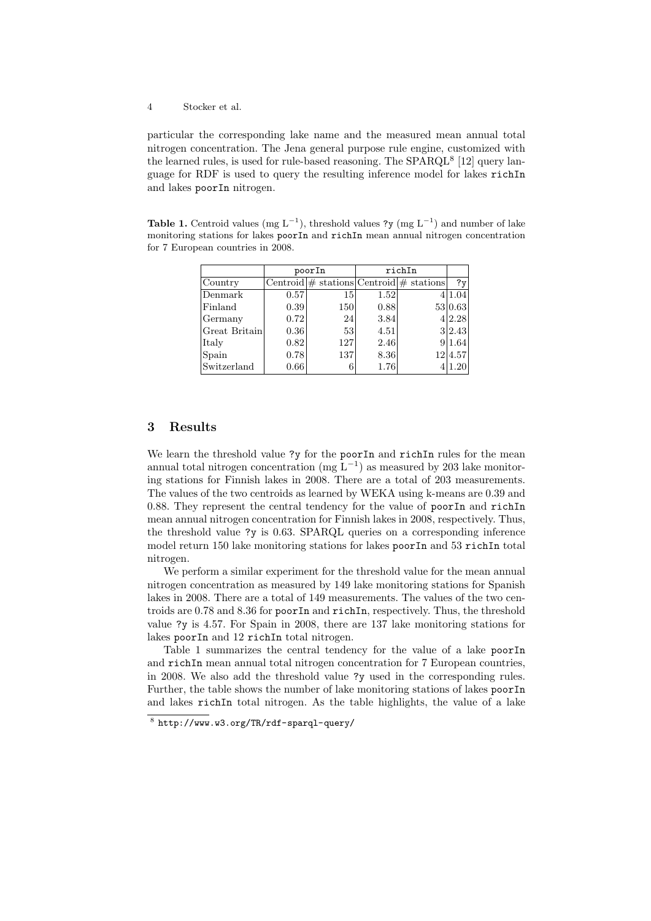particular the corresponding lake name and the measured mean annual total nitrogen concentration. The Jena general purpose rule engine, customized with the learned rules, is used for rule-based reasoning. The SPARQL[8] [12] query language for RDF is used to query the resulting inference model for lakes `richIn` and lakes `poorIn` nitrogen.

**Table 1.** Centroid values (mg $L^{-1}$), threshold values `?y` (mg $L^{-1}$) and number of lake monitoring stations for lakes `poorIn` and `richIn` mean annual nitrogen concentration for 7 European countries in 2008.

| | poorIn | | richIn | | |
|---|---|---|---|---|---|
| Country | Centroid | # stations | Centroid | # stations | ?y |
| Denmark | 0.57 | 15 | 1.52 | 4 | 1.04 |
| Finland | 0.39 | 150 | 0.88 | 53 | 0.63 |
| Germany | 0.72 | 24 | 3.84 | 4 | 2.28 |
| Great Britain | 0.36 | 53 | 4.51 | 3 | 2.43 |
| Italy | 0.82 | 127 | 2.46 | 9 | 1.64 |
| Spain | 0.78 | 137 | 8.36 | 12 | 4.57 |
| Switzerland | 0.66 | 6 | 1.76 | 4 | 1.20 |

## 3 Results

We learn the threshold value `?y` for the `poorIn` and `richIn` rules for the mean annual total nitrogen concentration (mg $L^{-1}$) as measured by 203 lake monitoring stations for Finnish lakes in 2008. There are a total of 203 measurements. The values of the two centroids as learned by WEKA using k-means are 0.39 and 0.88. They represent the central tendency for the value of `poorIn` and `richIn` mean annual nitrogen concentration for Finnish lakes in 2008, respectively. Thus, the threshold value `?y` is 0.63. SPARQL queries on a corresponding inference model return 150 lake monitoring stations for lakes `poorIn` and 53 `richIn` total nitrogen.

We perform a similar experiment for the threshold value for the mean annual nitrogen concentration as measured by 149 lake monitoring stations for Spanish lakes in 2008. There are a total of 149 measurements. The values of the two centroids are 0.78 and 8.36 for `poorIn` and `richIn`, respectively. Thus, the threshold value `?y` is 4.57. For Spain in 2008, there are 137 lake monitoring stations for lakes `poorIn` and 12 `richIn` total nitrogen.

Table 1 summarizes the central tendency for the value of a lake `poorIn` and `richIn` mean annual total nitrogen concentration for 7 European countries, in 2008. We also add the threshold value `?y` used in the corresponding rules. Further, the table shows the number of lake monitoring stations of lakes `poorIn` and lakes `richIn` total nitrogen. As the table highlights, the value of a lake

[8] http://www.w3.org/TR/rdf-sparql-query/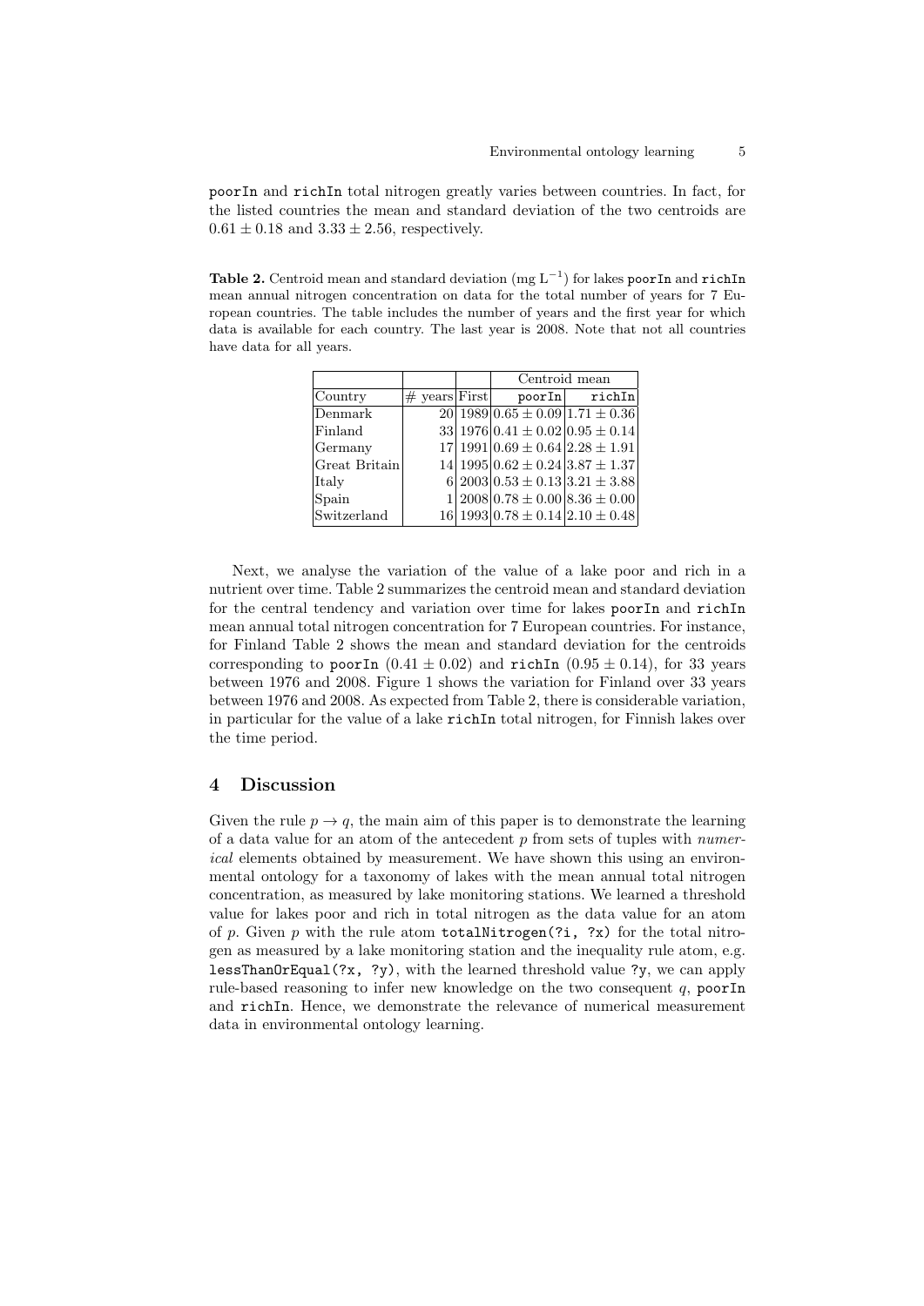poorIn and richIn total nitrogen greatly varies between countries. In fact, for the listed countries the mean and standard deviation of the two centroids are $0.61 \pm 0.18$ and $3.33 \pm 2.56$, respectively.

**Table 2.** Centroid mean and standard deviation (mg $\mathrm{L}^{-1}$) for lakes poorIn and richIn mean annual nitrogen concentration on data for the total number of years for 7 European countries. The table includes the number of years and the first year for which data is available for each country. The last year is 2008. Note that not all countries have data for all years.

| | | | Centroid mean | |
|---|---|---|---|---|
| Country | # years | First | poorIn | richIn |
| Denmark | 20 | 1989 | $0.65 \pm 0.09$ | $1.71 \pm 0.36$ |
| Finland | 33 | 1976 | $0.41 \pm 0.02$ | $0.95 \pm 0.14$ |
| Germany | 17 | 1991 | $0.69 \pm 0.64$ | $2.28 \pm 1.91$ |
| Great Britain | 14 | 1995 | $0.62 \pm 0.24$ | $3.87 \pm 1.37$ |
| Italy | 6 | 2003 | $0.53 \pm 0.13$ | $3.21 \pm 3.88$ |
| Spain | 1 | 2008 | $0.78 \pm 0.00$ | $8.36 \pm 0.00$ |
| Switzerland | 16 | 1993 | $0.78 \pm 0.14$ | $2.10 \pm 0.48$ |

Next, we analyse the variation of the value of a lake poor and rich in a nutrient over time. Table 2 summarizes the centroid mean and standard deviation for the central tendency and variation over time for lakes poorIn and richIn mean annual total nitrogen concentration for 7 European countries. For instance, for Finland Table 2 shows the mean and standard deviation for the centroids corresponding to poorIn ($0.41 \pm 0.02$) and richIn ($0.95 \pm 0.14$), for 33 years between 1976 and 2008. Figure 1 shows the variation for Finland over 33 years between 1976 and 2008. As expected from Table 2, there is considerable variation, in particular for the value of a lake richIn total nitrogen, for Finnish lakes over the time period.

## 4 Discussion

Given the rule $p \to q$, the main aim of this paper is to demonstrate the learning of a data value for an atom of the antecedent $p$ from sets of tuples with *numerical* elements obtained by measurement. We have shown this using an environmental ontology for a taxonomy of lakes with the mean annual total nitrogen concentration, as measured by lake monitoring stations. We learned a threshold value for lakes poor and rich in total nitrogen as the data value for an atom of $p$. Given $p$ with the rule atom totalNitrogen(?i, ?x) for the total nitrogen as measured by a lake monitoring station and the inequality rule atom, e.g. lessThanOrEqual(?x, ?y), with the learned threshold value ?y, we can apply rule-based reasoning to infer new knowledge on the two consequent $q$, poorIn and richIn. Hence, we demonstrate the relevance of numerical measurement data in environmental ontology learning.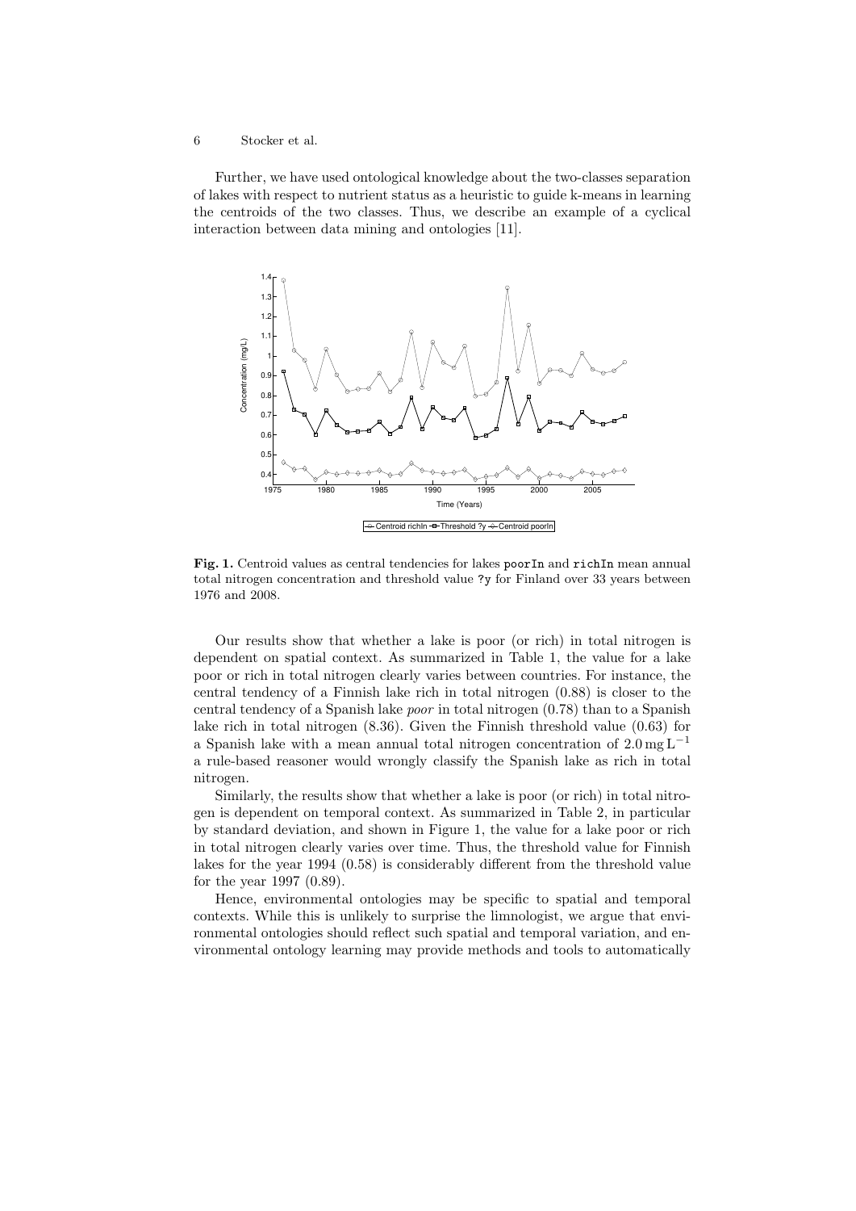Further, we have used ontological knowledge about the two-classes separation of lakes with respect to nutrient status as a heuristic to guide k-means in learning the centroids of the two classes. Thus, we describe an example of a cyclical interaction between data mining and ontologies [11].

**Fig. 1.** Centroid values as central tendencies for lakes `poorIn` and `richIn` mean annual total nitrogen concentration and threshold value `?y` for Finland over 33 years between 1976 and 2008.

Our results show that whether a lake is poor (or rich) in total nitrogen is dependent on spatial context. As summarized in Table 1, the value for a lake poor or rich in total nitrogen clearly varies between countries. For instance, the central tendency of a Finnish lake rich in total nitrogen (0.88) is closer to the central tendency of a Spanish lake *poor* in total nitrogen (0.78) than to a Spanish lake rich in total nitrogen (8.36). Given the Finnish threshold value (0.63) for a Spanish lake with a mean annual total nitrogen concentration of $2.0\,\mathrm{mg\,L^{-1}}$ a rule-based reasoner would wrongly classify the Spanish lake as rich in total nitrogen.

Similarly, the results show that whether a lake is poor (or rich) in total nitrogen is dependent on temporal context. As summarized in Table 2, in particular by standard deviation, and shown in Figure 1, the value for a lake poor or rich in total nitrogen clearly varies over time. Thus, the threshold value for Finnish lakes for the year 1994 (0.58) is considerably different from the threshold value for the year 1997 (0.89).

Hence, environmental ontologies may be specific to spatial and temporal contexts. While this is unlikely to surprise the limnologist, we argue that environmental ontologies should reflect such spatial and temporal variation, and environmental ontology learning may provide methods and tools to automatically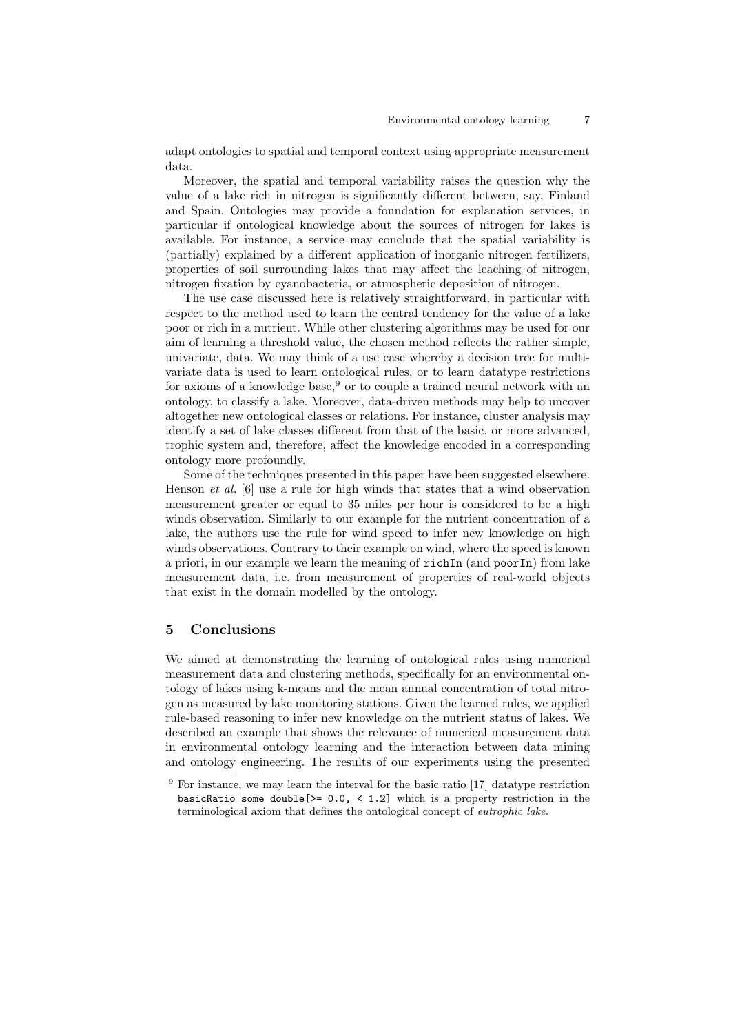adapt ontologies to spatial and temporal context using appropriate measurement data.

Moreover, the spatial and temporal variability raises the question why the value of a lake rich in nitrogen is significantly different between, say, Finland and Spain. Ontologies may provide a foundation for explanation services, in particular if ontological knowledge about the sources of nitrogen for lakes is available. For instance, a service may conclude that the spatial variability is (partially) explained by a different application of inorganic nitrogen fertilizers, properties of soil surrounding lakes that may affect the leaching of nitrogen, nitrogen fixation by cyanobacteria, or atmospheric deposition of nitrogen.

The use case discussed here is relatively straightforward, in particular with respect to the method used to learn the central tendency for the value of a lake poor or rich in a nutrient. While other clustering algorithms may be used for our aim of learning a threshold value, the chosen method reflects the rather simple, univariate, data. We may think of a use case whereby a decision tree for multivariate data is used to learn ontological rules, or to learn datatype restrictions for axioms of a knowledge base,[9] or to couple a trained neural network with an ontology, to classify a lake. Moreover, data-driven methods may help to uncover altogether new ontological classes or relations. For instance, cluster analysis may identify a set of lake classes different from that of the basic, or more advanced, trophic system and, therefore, affect the knowledge encoded in a corresponding ontology more profoundly.

Some of the techniques presented in this paper have been suggested elsewhere. Henson *et al.* [6] use a rule for high winds that states that a wind observation measurement greater or equal to 35 miles per hour is considered to be a high winds observation. Similarly to our example for the nutrient concentration of a lake, the authors use the rule for wind speed to infer new knowledge on high winds observations. Contrary to their example on wind, where the speed is known a priori, in our example we learn the meaning of `richIn` (and `poorIn`) from lake measurement data, i.e. from measurement of properties of real-world objects that exist in the domain modelled by the ontology.

## 5 Conclusions

We aimed at demonstrating the learning of ontological rules using numerical measurement data and clustering methods, specifically for an environmental ontology of lakes using k-means and the mean annual concentration of total nitrogen as measured by lake monitoring stations. Given the learned rules, we applied rule-based reasoning to infer new knowledge on the nutrient status of lakes. We described an example that shows the relevance of numerical measurement data in environmental ontology learning and the interaction between data mining and ontology engineering. The results of our experiments using the presented

[9] For instance, we may learn the interval for the basic ratio [17] datatype restriction `basicRatio some double[>= 0.0, < 1.2]` which is a property restriction in the terminological axiom that defines the ontological concept of *eutrophic lake*.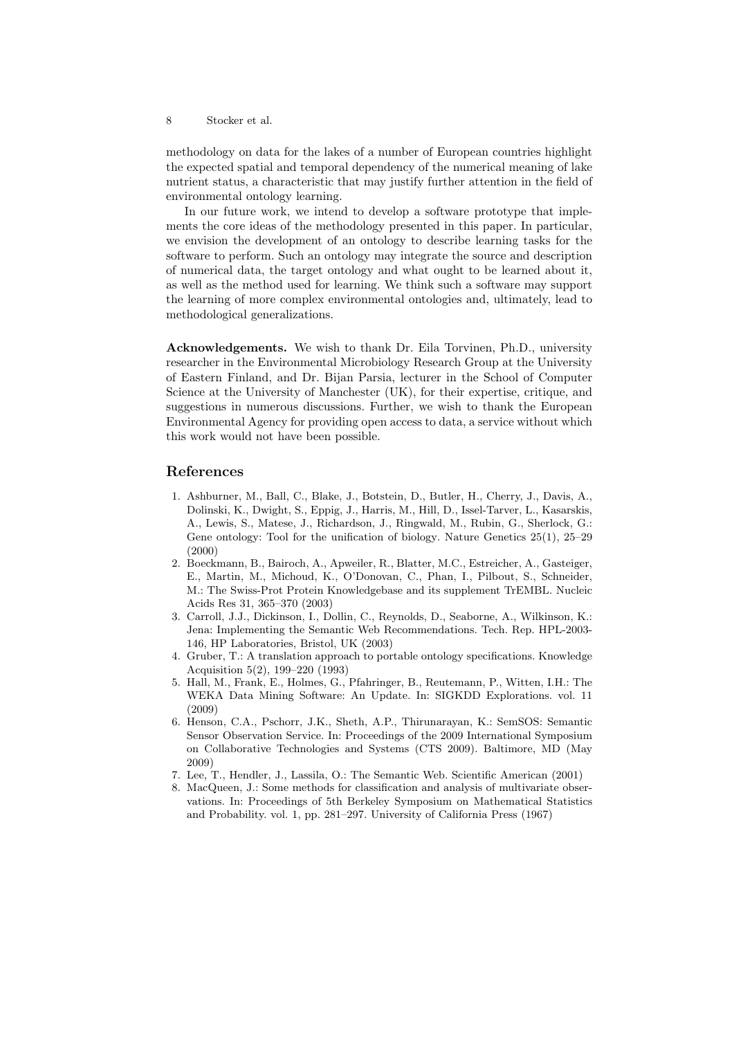methodology on data for the lakes of a number of European countries highlight the expected spatial and temporal dependency of the numerical meaning of lake nutrient status, a characteristic that may justify further attention in the field of environmental ontology learning.

In our future work, we intend to develop a software prototype that implements the core ideas of the methodology presented in this paper. In particular, we envision the development of an ontology to describe learning tasks for the software to perform. Such an ontology may integrate the source and description of numerical data, the target ontology and what ought to be learned about it, as well as the method used for learning. We think such a software may support the learning of more complex environmental ontologies and, ultimately, lead to methodological generalizations.

**Acknowledgements.** We wish to thank Dr. Eila Torvinen, Ph.D., university researcher in the Environmental Microbiology Research Group at the University of Eastern Finland, and Dr. Bijan Parsia, lecturer in the School of Computer Science at the University of Manchester (UK), for their expertise, critique, and suggestions in numerous discussions. Further, we wish to thank the European Environmental Agency for providing open access to data, a service without which this work would not have been possible.

## References

1. Ashburner, M., Ball, C., Blake, J., Botstein, D., Butler, H., Cherry, J., Davis, A., Dolinski, K., Dwight, S., Eppig, J., Harris, M., Hill, D., Issel-Tarver, L., Kasarskis, A., Lewis, S., Matese, J., Richardson, J., Ringwald, M., Rubin, G., Sherlock, G.: Gene ontology: Tool for the unification of biology. Nature Genetics 25(1), 25–29 (2000)
2. Boeckmann, B., Bairoch, A., Apweiler, R., Blatter, M.C., Estreicher, A., Gasteiger, E., Martin, M., Michoud, K., O'Donovan, C., Phan, I., Pilbout, S., Schneider, M.: The Swiss-Prot Protein Knowledgebase and its supplement TrEMBL. Nucleic Acids Res 31, 365–370 (2003)
3. Carroll, J.J., Dickinson, I., Dollin, C., Reynolds, D., Seaborne, A., Wilkinson, K.: Jena: Implementing the Semantic Web Recommendations. Tech. Rep. HPL-2003-146, HP Laboratories, Bristol, UK (2003)
4. Gruber, T.: A translation approach to portable ontology specifications. Knowledge Acquisition 5(2), 199–220 (1993)
5. Hall, M., Frank, E., Holmes, G., Pfahringer, B., Reutemann, P., Witten, I.H.: The WEKA Data Mining Software: An Update. In: SIGKDD Explorations. vol. 11 (2009)
6. Henson, C.A., Pschorr, J.K., Sheth, A.P., Thirunarayan, K.: SemSOS: Semantic Sensor Observation Service. In: Proceedings of the 2009 International Symposium on Collaborative Technologies and Systems (CTS 2009). Baltimore, MD (May 2009)
7. Lee, T., Hendler, J., Lassila, O.: The Semantic Web. Scientific American (2001)
8. MacQueen, J.: Some methods for classification and analysis of multivariate observations. In: Proceedings of 5th Berkeley Symposium on Mathematical Statistics and Probability. vol. 1, pp. 281–297. University of California Press (1967)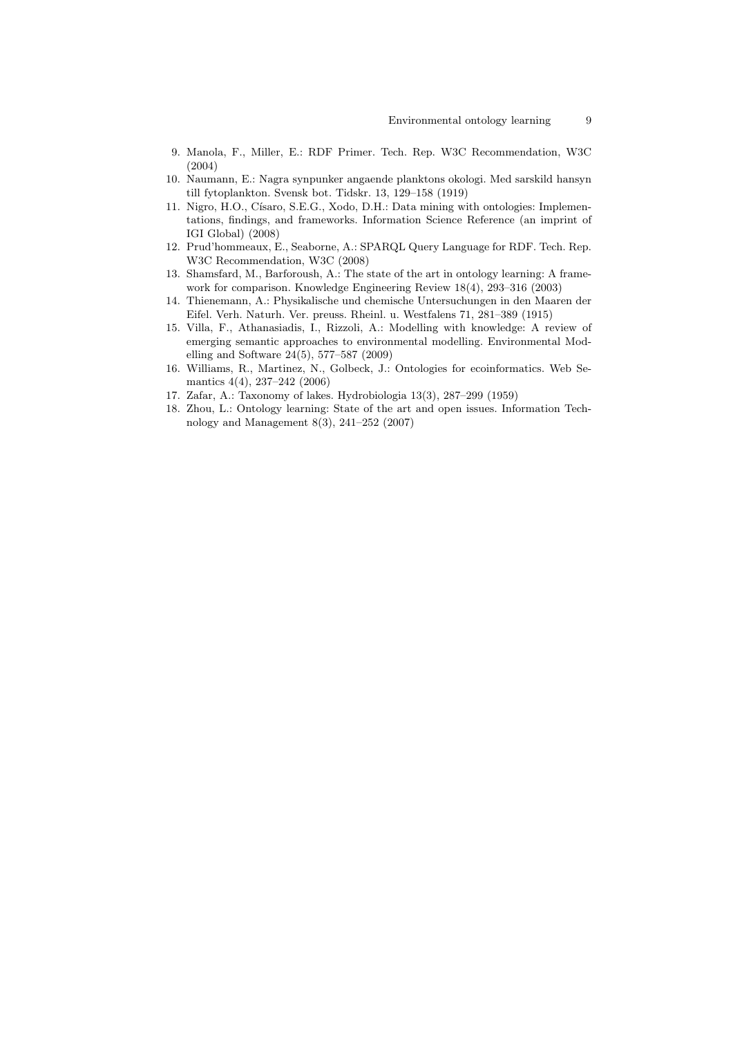9. Manola, F., Miller, E.: RDF Primer. Tech. Rep. W3C Recommendation, W3C (2004)
10. Naumann, E.: Nagra synpunker angaende planktons okologi. Med sarskild hansyn till fytoplankton. Svensk bot. Tidskr. 13, 129–158 (1919)
11. Nigro, H.O., Císaro, S.E.G., Xodo, D.H.: Data mining with ontologies: Implementations, findings, and frameworks. Information Science Reference (an imprint of IGI Global) (2008)
12. Prud'hommeaux, E., Seaborne, A.: SPARQL Query Language for RDF. Tech. Rep. W3C Recommendation, W3C (2008)
13. Shamsfard, M., Barforoush, A.: The state of the art in ontology learning: A framework for comparison. Knowledge Engineering Review 18(4), 293–316 (2003)
14. Thienemann, A.: Physikalische und chemische Untersuchungen in den Maaren der Eifel. Verh. Naturh. Ver. preuss. Rheinl. u. Westfalens 71, 281–389 (1915)
15. Villa, F., Athanasiadis, I., Rizzoli, A.: Modelling with knowledge: A review of emerging semantic approaches to environmental modelling. Environmental Modelling and Software 24(5), 577–587 (2009)
16. Williams, R., Martinez, N., Golbeck, J.: Ontologies for ecoinformatics. Web Semantics 4(4), 237–242 (2006)
17. Zafar, A.: Taxonomy of lakes. Hydrobiologia 13(3), 287–299 (1959)
18. Zhou, L.: Ontology learning: State of the art and open issues. Information Technology and Management 8(3), 241–252 (2007)